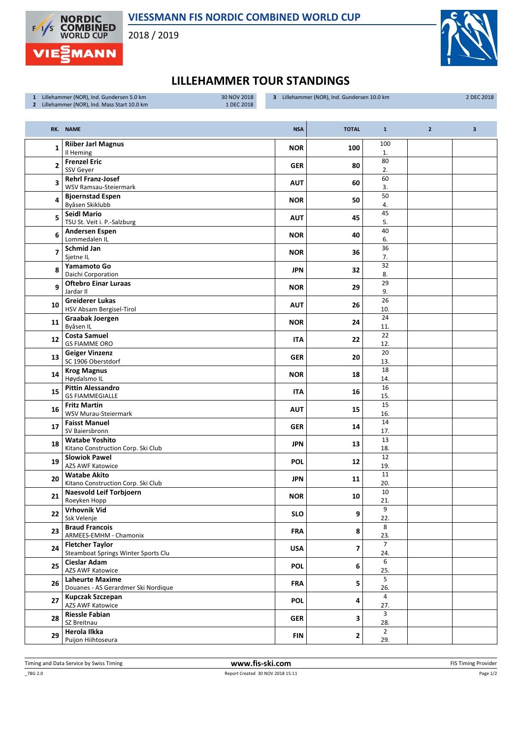# VIESSMANN FIS NORDIC COMBINED WORLD CUP

2018 / 2019

## LILLEHAMMER TOUR STANDINGS

| | | |
|---|---|---|
| 1 | Lillehammer (NOR), Ind. Gundersen 5.0 km | 30 NOV 2018 |
| 2 | Lillehammer (NOR), Ind. Mass Start 10.0 km | 1 DEC 2018 |
| 3 | Lillehammer (NOR), Ind. Gundersen 10.0 km | 2 DEC 2018 |

| RK. | NAME | NSA | TOTAL | 1 | 2 | 3 |
|---|---|---|---|---|---|---|
| 1 | **Riiber Jarl Magnus**<br>Il Heming | NOR | 100 | 100<br>1. | | |
| 2 | **Frenzel Eric**<br>SSV Geyer | GER | 80 | 80<br>2. | | |
| 3 | **Rehrl Franz-Josef**<br>WSV Ramsau-Steiermark | AUT | 60 | 60<br>3. | | |
| 4 | **Bjoernstad Espen**<br>Byåsen Skiklubb | NOR | 50 | 50<br>4. | | |
| 5 | **Seidl Mario**<br>TSU St. Veit i. P.-Salzburg | AUT | 45 | 45<br>5. | | |
| 6 | **Andersen Espen**<br>Lommedalen IL | NOR | 40 | 40<br>6. | | |
| 7 | **Schmid Jan**<br>Sjetne IL | NOR | 36 | 36<br>7. | | |
| 8 | **Yamamoto Go**<br>Daichi Corporation | JPN | 32 | 32<br>8. | | |
| 9 | **Oftebro Einar Luraas**<br>Jardar Il | NOR | 29 | 29<br>9. | | |
| 10 | **Greiderer Lukas**<br>HSV Absam Bergisel-Tirol | AUT | 26 | 26<br>10. | | |
| 11 | **Graabak Joergen**<br>Byåsen IL | NOR | 24 | 24<br>11. | | |
| 12 | **Costa Samuel**<br>GS FIAMME ORO | ITA | 22 | 22<br>12. | | |
| 13 | **Geiger Vinzenz**<br>SC 1906 Oberstdorf | GER | 20 | 20<br>13. | | |
| 14 | **Krog Magnus**<br>Høydalsmo IL | NOR | 18 | 18<br>14. | | |
| 15 | **Pittin Alessandro**<br>GS FIAMMEGIALLE | ITA | 16 | 16<br>15. | | |
| 16 | **Fritz Martin**<br>WSV Murau-Steiermark | AUT | 15 | 15<br>16. | | |
| 17 | **Faisst Manuel**<br>SV Baiersbronn | GER | 14 | 14<br>17. | | |
| 18 | **Watabe Yoshito**<br>Kitano Construction Corp. Ski Club | JPN | 13 | 13<br>18. | | |
| 19 | **Slowiok Pawel**<br>AZS AWF Katowice | POL | 12 | 12<br>19. | | |
| 20 | **Watabe Akito**<br>Kitano Construction Corp. Ski Club | JPN | 11 | 11<br>20. | | |
| 21 | **Naesvold Leif Torbjoern**<br>Roeyken Hopp | NOR | 10 | 10<br>21. | | |
| 22 | **Vrhovnik Vid**<br>Ssk Velenje | SLO | 9 | 9<br>22. | | |
| 23 | **Braud Francois**<br>ARMEES-EMHM - Chamonix | FRA | 8 | 8<br>23. | | |
| 24 | **Fletcher Taylor**<br>Steamboat Springs Winter Sports Clu | USA | 7 | 7<br>24. | | |
| 25 | **Cieslar Adam**<br>AZS AWF Katowice | POL | 6 | 6<br>25. | | |
| 26 | **Laheurte Maxime**<br>Douanes - AS Gerardmer Ski Nordique | FRA | 5 | 5<br>26. | | |
| 27 | **Kupczak Szczepan**<br>AZS AWF Katowice | POL | 4 | 4<br>27. | | |
| 28 | **Riessle Fabian**<br>SZ Breitnau | GER | 3 | 3<br>28. | | |
| 29 | **Herola Ilkka**<br>Puijon Hiihtoseura | FIN | 2 | 2<br>29. | | |

Timing and Data Service by Swiss Timing | www.fis-ski.com | FIS Timing Provider

_78G 2.0 | Report Created 30 NOV 2018 15:11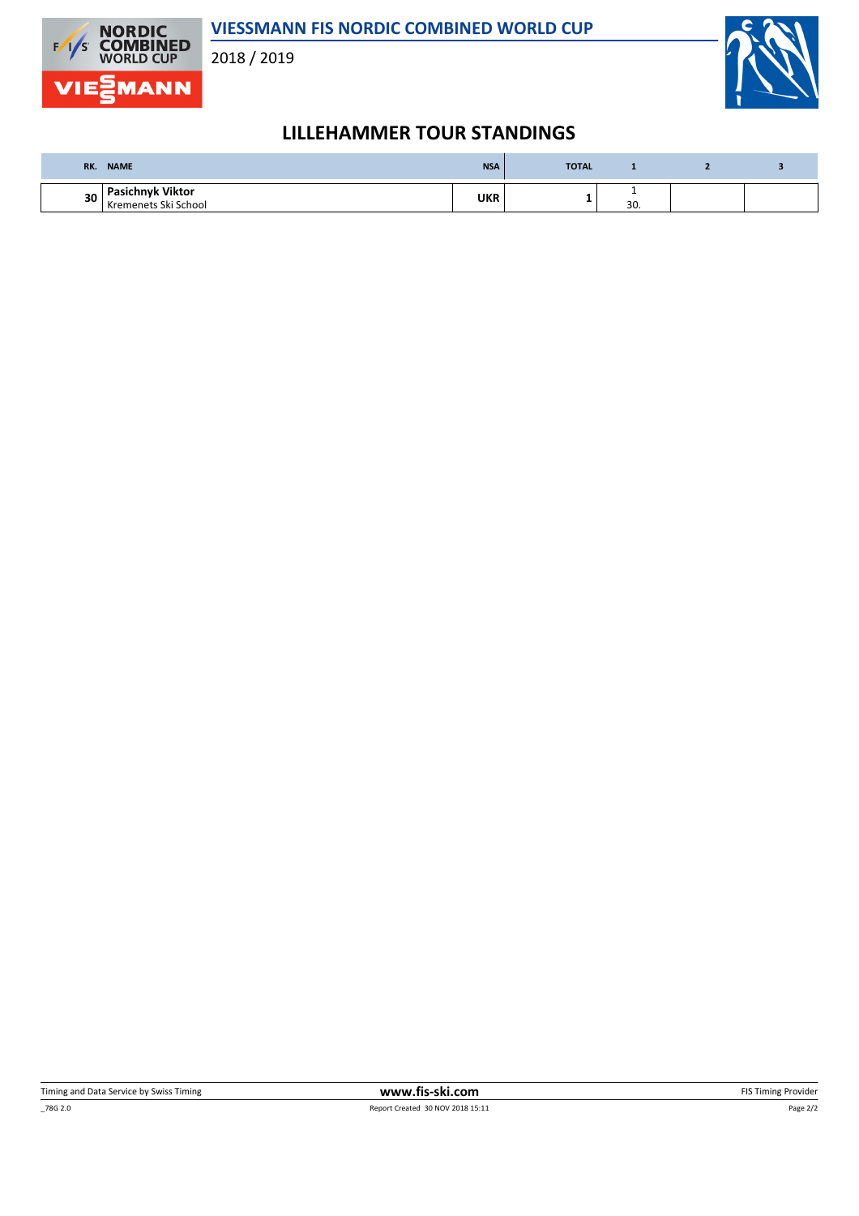## LILLEHAMMER TOUR STANDINGS

| RK. | NAME | NSA | TOTAL | 1 | 2 | 3 |
|---|---|---|---|---|---|---|
| 30 | **Pasichnyk Viktor** Kremenets Ski School | UKR | 1 | 1 30. | | |